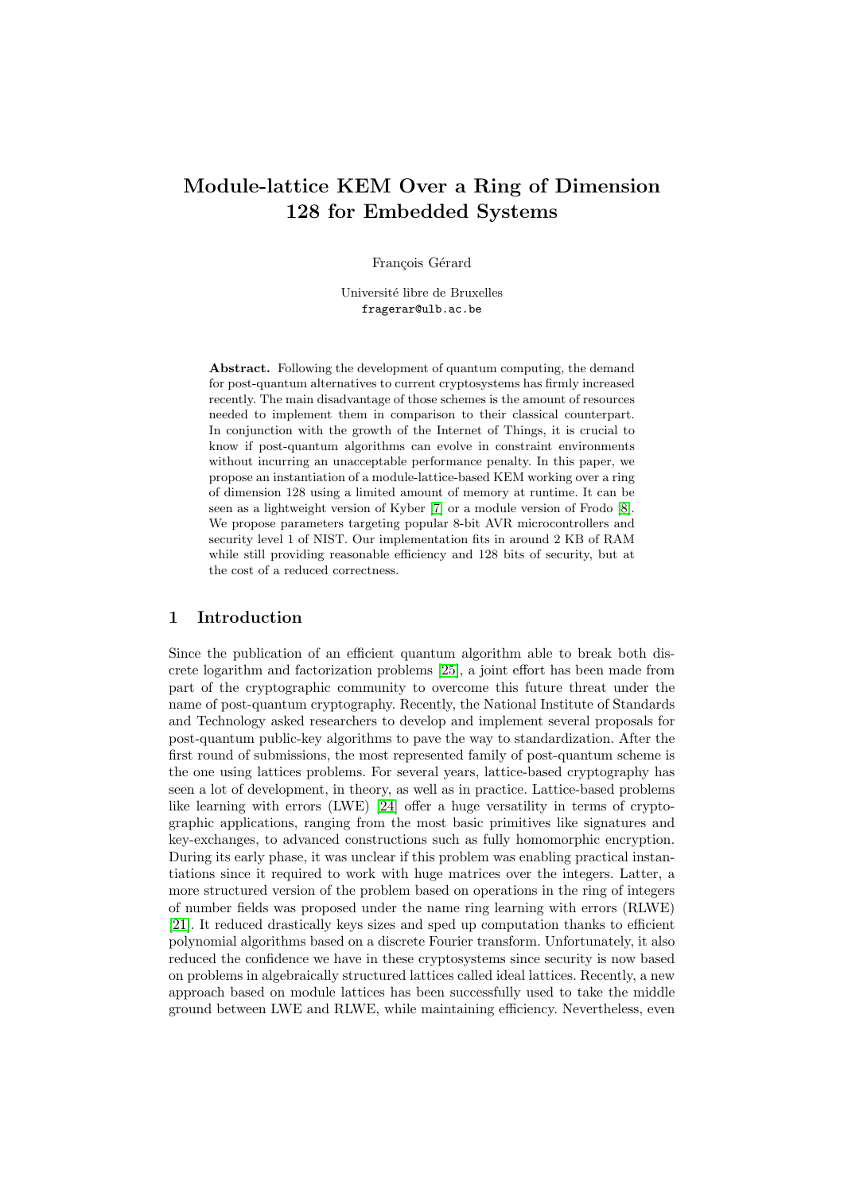# Module-lattice KEM Over a Ring of Dimension 128 for Embedded Systems

François Gérard

Université libre de Bruxelles
fragerar@ulb.ac.be

**Abstract.** Following the development of quantum computing, the demand for post-quantum alternatives to current cryptosystems has firmly increased recently. The main disadvantage of those schemes is the amount of resources needed to implement them in comparison to their classical counterpart. In conjunction with the growth of the Internet of Things, it is crucial to know if post-quantum algorithms can evolve in constraint environments without incurring an unacceptable performance penalty. In this paper, we propose an instantiation of a module-lattice-based KEM working over a ring of dimension 128 using a limited amount of memory at runtime. It can be seen as a lightweight version of Kyber [7] or a module version of Frodo [8]. We propose parameters targeting popular 8-bit AVR microcontrollers and security level 1 of NIST. Our implementation fits in around 2 KB of RAM while still providing reasonable efficiency and 128 bits of security, but at the cost of a reduced correctness.

## 1 Introduction

Since the publication of an efficient quantum algorithm able to break both discrete logarithm and factorization problems [25], a joint effort has been made from part of the cryptographic community to overcome this future threat under the name of post-quantum cryptography. Recently, the National Institute of Standards and Technology asked researchers to develop and implement several proposals for post-quantum public-key algorithms to pave the way to standardization. After the first round of submissions, the most represented family of post-quantum scheme is the one using lattices problems. For several years, lattice-based cryptography has seen a lot of development, in theory, as well as in practice. Lattice-based problems like learning with errors (LWE) [24] offer a huge versatility in terms of cryptographic applications, ranging from the most basic primitives like signatures and key-exchanges, to advanced constructions such as fully homomorphic encryption. During its early phase, it was unclear if this problem was enabling practical instantiations since it required to work with huge matrices over the integers. Latter, a more structured version of the problem based on operations in the ring of integers of number fields was proposed under the name ring learning with errors (RLWE) [21]. It reduced drastically keys sizes and sped up computation thanks to efficient polynomial algorithms based on a discrete Fourier transform. Unfortunately, it also reduced the confidence we have in these cryptosystems since security is now based on problems in algebraically structured lattices called ideal lattices. Recently, a new approach based on module lattices has been successfully used to take the middle ground between LWE and RLWE, while maintaining efficiency. Nevertheless, even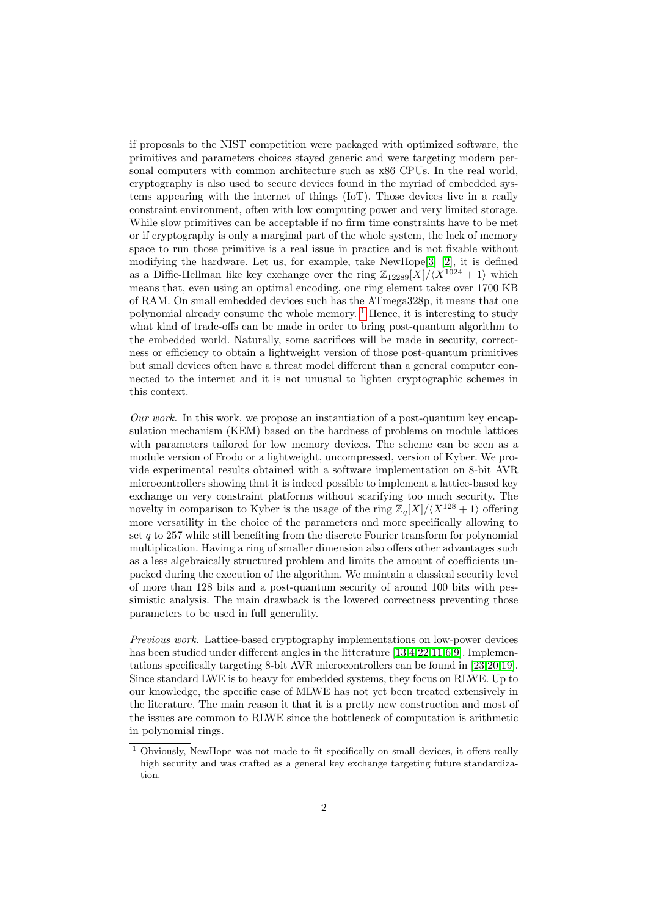if proposals to the NIST competition were packaged with optimized software, the primitives and parameters choices stayed generic and were targeting modern personal computers with common architecture such as x86 CPUs. In the real world, cryptography is also used to secure devices found in the myriad of embedded systems appearing with the internet of things (IoT). Those devices live in a really constraint environment, often with low computing power and very limited storage. While slow primitives can be acceptable if no firm time constraints have to be met or if cryptography is only a marginal part of the whole system, the lack of memory space to run those primitive is a real issue in practice and is not fixable without modifying the hardware. Let us, for example, take NewHope[3] [2], it is defined as a Diffie-Hellman like key exchange over the ring $\mathbb{Z}_{12289}[X]/\langle X^{1024}+1\rangle$ which means that, even using an optimal encoding, one ring element takes over 1700 KB of RAM. On small embedded devices such has the ATmega328p, it means that one polynomial already consume the whole memory. [1] Hence, it is interesting to study what kind of trade-offs can be made in order to bring post-quantum algorithm to the embedded world. Naturally, some sacrifices will be made in security, correctness or efficiency to obtain a lightweight version of those post-quantum primitives but small devices often have a threat model different than a general computer connected to the internet and it is not unusual to lighten cryptographic schemes in this context.

*Our work.* In this work, we propose an instantiation of a post-quantum key encapsulation mechanism (KEM) based on the hardness of problems on module lattices with parameters tailored for low memory devices. The scheme can be seen as a module version of Frodo or a lightweight, uncompressed, version of Kyber. We provide experimental results obtained with a software implementation on 8-bit AVR microcontrollers showing that it is indeed possible to implement a lattice-based key exchange on very constraint platforms without scarifying too much security. The novelty in comparison to Kyber is the usage of the ring $\mathbb{Z}_q[X]/\langle X^{128}+1\rangle$ offering more versatility in the choice of the parameters and more specifically allowing to set $q$ to 257 while still benefiting from the discrete Fourier transform for polynomial multiplication. Having a ring of smaller dimension also offers other advantages such as a less algebraically structured problem and limits the amount of coefficients unpacked during the execution of the algorithm. We maintain a classical security level of more than 128 bits and a post-quantum security of around 100 bits with pessimistic analysis. The main drawback is the lowered correctness preventing those parameters to be used in full generality.

*Previous work.* Lattice-based cryptography implementations on low-power devices has been studied under different angles in the litterature [13,4,22,11,6,9]. Implementations specifically targeting 8-bit AVR microcontrollers can be found in [23,20,19]. Since standard LWE is to heavy for embedded systems, they focus on RLWE. Up to our knowledge, the specific case of MLWE has not yet been treated extensively in the literature. The main reason it that it is a pretty new construction and most of the issues are common to RLWE since the bottleneck of computation is arithmetic in polynomial rings.

[1] Obviously, NewHope was not made to fit specifically on small devices, it offers really high security and was crafted as a general key exchange targeting future standardization.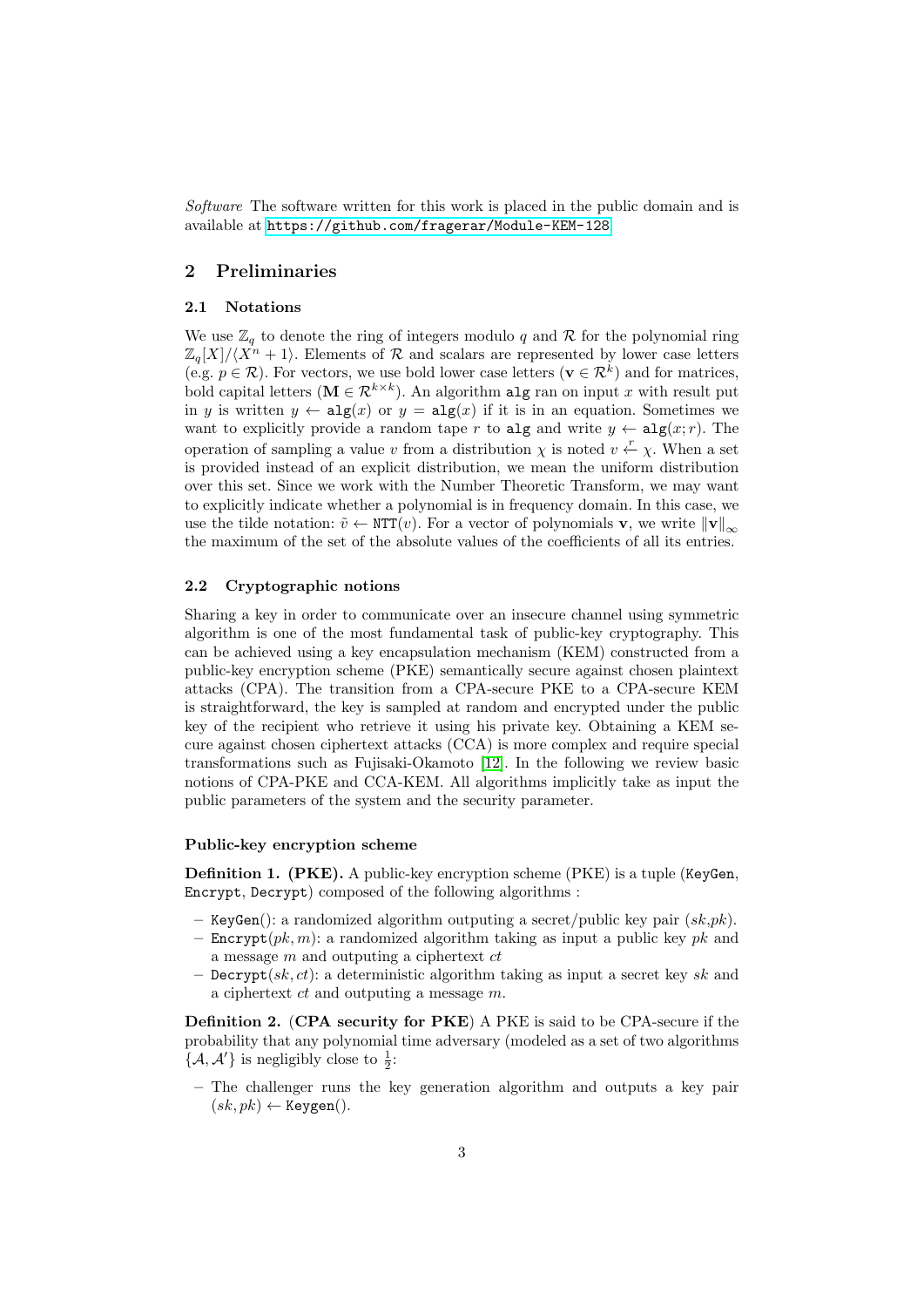*Software* The software written for this work is placed in the public domain and is available at https://github.com/fragerar/Module-KEM-128

## 2 Preliminaries

### 2.1 Notations

We use $\mathbb{Z}_q$ to denote the ring of integers modulo $q$ and $\mathcal{R}$ for the polynomial ring $\mathbb{Z}_q[X]/\langle X^n + 1\rangle$. Elements of $\mathcal{R}$ and scalars are represented by lower case letters (e.g. $p \in \mathcal{R}$). For vectors, we use bold lower case letters ($\mathbf{v} \in \mathcal{R}^k$) and for matrices, bold capital letters ($\mathbf{M} \in \mathcal{R}^{k\times k}$). An algorithm `alg` ran on input $x$ with result put in $y$ is written $y \leftarrow \texttt{alg}(x)$ or $y = \texttt{alg}(x)$ if it is in an equation. Sometimes we want to explicitly provide a random tape $r$ to `alg` and write $y \leftarrow \texttt{alg}(x; r)$. The operation of sampling a value $v$ from a distribution $\chi$ is noted $v \xleftarrow{r} \chi$. When a set is provided instead of an explicit distribution, we mean the uniform distribution over this set. Since we work with the Number Theoretic Transform, we may want to explicitly indicate whether a polynomial is in frequency domain. In this case, we use the tilde notation: $\tilde{v} \leftarrow \texttt{NTT}(v)$. For a vector of polynomials $\mathbf{v}$, we write $\|\mathbf{v}\|_\infty$ the maximum of the set of the absolute values of the coefficients of all its entries.

### 2.2 Cryptographic notions

Sharing a key in order to communicate over an insecure channel using symmetric algorithm is one of the most fundamental task of public-key cryptography. This can be achieved using a key encapsulation mechanism (KEM) constructed from a public-key encryption scheme (PKE) semantically secure against chosen plaintext attacks (CPA). The transition from a CPA-secure PKE to a CPA-secure KEM is straightforward, the key is sampled at random and encrypted under the public key of the recipient who retrieve it using his private key. Obtaining a KEM secure against chosen ciphertext attacks (CCA) is more complex and require special transformations such as Fujisaki-Okamoto [12]. In the following we review basic notions of CPA-PKE and CCA-KEM. All algorithms implicitly take as input the public parameters of the system and the security parameter.

#### Public-key encryption scheme

**Definition 1. (PKE).** A public-key encryption scheme (PKE) is a tuple (`KeyGen`, `Encrypt`, `Decrypt`) composed of the following algorithms :

- `KeyGen`(): a randomized algorithm outputting a secret/public key pair ($sk$,$pk$).
- `Encrypt`($pk, m$): a randomized algorithm taking as input a public key $pk$ and a message $m$ and outputting a ciphertext $ct$
- `Decrypt`($sk, ct$): a deterministic algorithm taking as input a secret key $sk$ and a ciphertext $ct$ and outputting a message $m$.

**Definition 2.** (**CPA security for PKE**) A PKE is said to be CPA-secure if the probability that any polynomial time adversary (modeled as a set of two algorithms $\{\mathcal{A}, \mathcal{A}'\}$ is negligibly close to $\frac{1}{2}$:

- The challenger runs the key generation algorithm and outputs a key pair $(sk, pk) \leftarrow \texttt{Keygen}()$.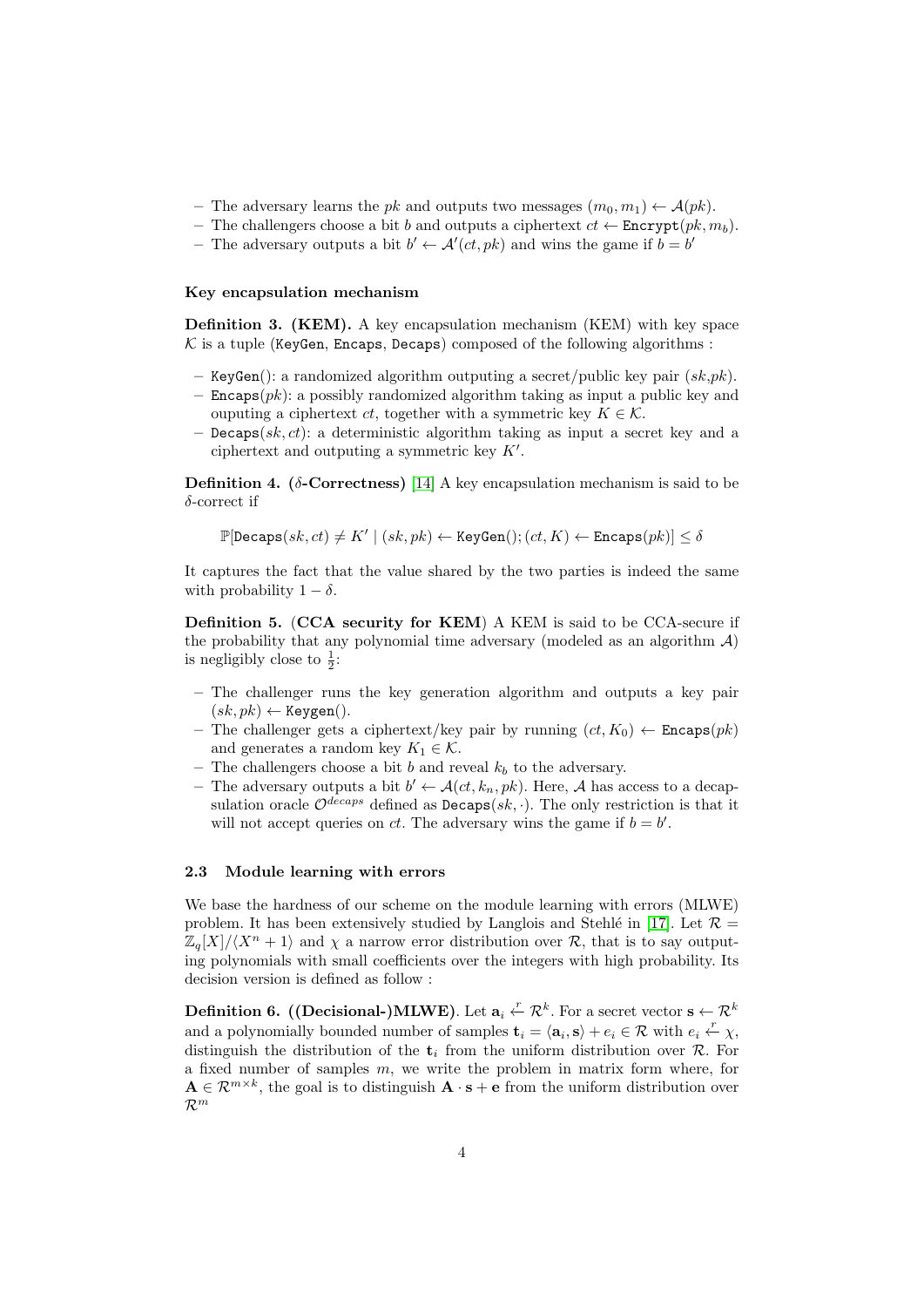- The adversary learns the $pk$ and outputs two messages $(m_0, m_1) \leftarrow \mathcal{A}(pk)$.
- The challengers choose a bit $b$ and outputs a ciphertext $ct \leftarrow \texttt{Encrypt}(pk, m_b)$.
- The adversary outputs a bit $b' \leftarrow \mathcal{A}'(ct, pk)$ and wins the game if $b = b'$

#### Key encapsulation mechanism

**Definition 3. (KEM).** A key encapsulation mechanism (KEM) with key space $\mathcal{K}$ is a tuple (KeyGen, Encaps, Decaps) composed of the following algorithms :

- KeyGen(): a randomized algorithm outputing a secret/public key pair $(sk,pk)$.
- Encaps$(pk)$: a possibly randomized algorithm taking as input a public key and ouputing a ciphertext $ct$, together with a symmetric key $K \in \mathcal{K}$.
- Decaps$(sk, ct)$: a deterministic algorithm taking as input a secret key and a ciphertext and outputing a symmetric key $K'$.

**Definition 4. ($\delta$-Correctness)** [14] A key encapsulation mechanism is said to be $\delta$-correct if

$$\mathbb{P}[\texttt{Decaps}(sk, ct) \neq K' \mid (sk, pk) \leftarrow \texttt{KeyGen}(); (ct, K) \leftarrow \texttt{Encaps}(pk)] \leq \delta$$

It captures the fact that the value shared by the two parties is indeed the same with probability $1 - \delta$.

**Definition 5.** (**CCA security for KEM**) A KEM is said to be CCA-secure if the probability that any polynomial time adversary (modeled as an algorithm $\mathcal{A}$) is negligibly close to $\frac{1}{2}$:

- The challenger runs the key generation algorithm and outputs a key pair $(sk, pk) \leftarrow \texttt{Keygen}()$.
- The challenger gets a ciphertext/key pair by running $(ct, K_0) \leftarrow \texttt{Encaps}(pk)$ and generates a random key $K_1 \in \mathcal{K}$.
- The challengers choose a bit $b$ and reveal $k_b$ to the adversary.
- The adversary outputs a bit $b' \leftarrow \mathcal{A}(ct, k_n, pk)$. Here, $\mathcal{A}$ has access to a decapsulation oracle $\mathcal{O}^{decaps}$ defined as $\texttt{Decaps}(sk, \cdot)$. The only restriction is that it will not accept queries on $ct$. The adversary wins the game if $b = b'$.

### 2.3 Module learning with errors

We base the hardness of our scheme on the module learning with errors (MLWE) problem. It has been extensively studied by Langlois and Stehlé in [17]. Let $\mathcal{R} = \mathbb{Z}_q[X]/\langle X^n + 1\rangle$ and $\chi$ a narrow error distribution over $\mathcal{R}$, that is to say outputing polynomials with small coefficients over the integers with high probability. Its decision version is defined as follow :

**Definition 6. ((Decisional-)MLWE)**. Let $\mathbf{a}_i \xleftarrow{r} \mathcal{R}^k$. For a secret vector $\mathbf{s} \leftarrow \mathcal{R}^k$ and a polynomially bounded number of samples $\mathbf{t}_i = \langle \mathbf{a}_i, \mathbf{s}\rangle + e_i \in \mathcal{R}$ with $e_i \xleftarrow{r} \chi$, distinguish the distribution of the $\mathbf{t}_i$ from the uniform distribution over $\mathcal{R}$. For a fixed number of samples $m$, we write the problem in matrix form where, for $\mathbf{A} \in \mathcal{R}^{m \times k}$, the goal is to distinguish $\mathbf{A} \cdot \mathbf{s} + \mathbf{e}$ from the uniform distribution over $\mathcal{R}^m$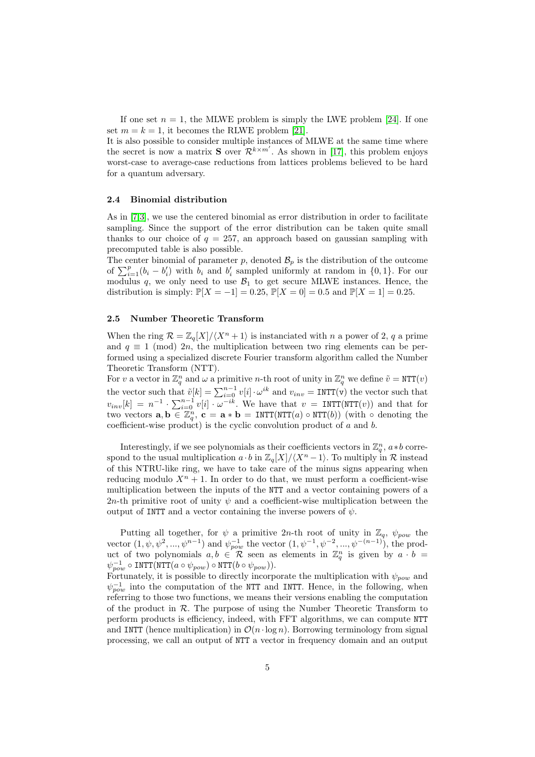If one set $n = 1$, the MLWE problem is simply the LWE problem [24]. If one set $m = k = 1$, it becomes the RLWE problem [21].
It is also possible to consider multiple instances of MLWE at the same time where the secret is now a matrix $\mathbf{S}$ over $\mathcal{R}^{k \times m'}$. As shown in [17], this problem enjoys worst-case to average-case reductions from lattices problems believed to be hard for a quantum adversary.

### 2.4 Binomial distribution

As in [7,3], we use the centered binomial as error distribution in order to facilitate sampling. Since the support of the error distribution can be taken quite small thanks to our choice of $q = 257$, an approach based on gaussian sampling with precomputed table is also possible.
The center binomial of parameter $p$, denoted $\mathcal{B}_p$ is the distribution of the outcome of $\sum_{i=1}^{p}(b_i - b_i')$ with $b_i$ and $b_i'$ sampled uniformly at random in $\{0, 1\}$. For our modulus $q$, we only need to use $\mathcal{B}_1$ to get secure MLWE instances. Hence, the distribution is simply: $\mathbb{P}[X = -1] = 0.25$, $\mathbb{P}[X = 0] = 0.5$ and $\mathbb{P}[X = 1] = 0.25$.

### 2.5 Number Theoretic Transform

When the ring $\mathcal{R} = \mathbb{Z}_q[X]/\langle X^n + 1\rangle$ is instanciated with $n$ a power of 2, $q$ a prime and $q \equiv 1 \pmod{2n}$, the multiplication between two ring elements can be performed using a specialized discrete Fourier transform algorithm called the Number Theoretic Transform (NTT).
For $v$ a vector in $\mathbb{Z}_q^n$ and $\omega$ a primitive $n$-th root of unity in $\mathbb{Z}_q^n$ we define $\tilde{v} = \mathtt{NTT}(v)$ the vector such that $\tilde{v}[k] = \sum_{i=0}^{n-1} v[i] \cdot \omega^{ik}$ and $v_{inv} = \mathtt{INTT}(\mathtt{v})$ the vector such that $v_{inv}[k] = n^{-1} \cdot \sum_{i=0}^{n-1} v[i] \cdot \omega^{-ik}$. We have that $v = \mathtt{INTT}(\mathtt{NTT}(v))$ and that for two vectors $\mathbf{a}, \mathbf{b} \in \mathbb{Z}_q^n$, $\mathbf{c} = \mathbf{a} * \mathbf{b} = \mathtt{INTT}(\mathtt{NTT}(a) \circ \mathtt{NTT}(b))$ (with $\circ$ denoting the coefficient-wise product) is the cyclic convolution product of $a$ and $b$.

Interestingly, if we see polynomials as their coefficients vectors in $\mathbb{Z}_q^n$, $a * b$ correspond to the usual multiplication $a \cdot b$ in $\mathbb{Z}_q[X]/\langle X^n - 1\rangle$. To multiply in $\mathcal{R}$ instead of this NTRU-like ring, we have to take care of the minus signs appearing when reducing modulo $X^n + 1$. In order to do that, we must perform a coefficient-wise multiplication between the inputs of the NTT and a vector containing powers of a $2n$-th primitive root of unity $\psi$ and a coefficient-wise multiplication between the output of INTT and a vector containing the inverse powers of $\psi$.

Putting all together, for $\psi$ a primitive $2n$-th root of unity in $\mathbb{Z}_q$, $\psi_{pow}$ the vector $(1, \psi, \psi^2, ..., \psi^{n-1})$ and $\psi_{pow}^{-1}$ the vector $(1, \psi^{-1}, \psi^{-2}, ..., \psi^{-(n-1)})$, the product of two polynomials $a, b \in \mathcal{R}$ seen as elements in $\mathbb{Z}_q^n$ is given by $a \cdot b = \psi_{pow}^{-1} \circ \mathtt{INTT}(\mathtt{NTT}(a \circ \psi_{pow}) \circ \mathtt{NTT}(b \circ \psi_{pow}))$.
Fortunately, it is possible to directly incorporate the multiplication with $\psi_{pow}$ and $\psi_{pow}^{-1}$ into the computation of the NTT and INTT. Hence, in the following, when referring to those two functions, we means their versions enabling the computation of the product in $\mathcal{R}$. The purpose of using the Number Theoretic Transform to perform products is efficiency, indeed, with FFT algorithms, we can compute NTT and INTT (hence multiplication) in $\mathcal{O}(n \cdot \log n)$. Borrowing terminology from signal processing, we call an output of NTT a vector in frequency domain and an output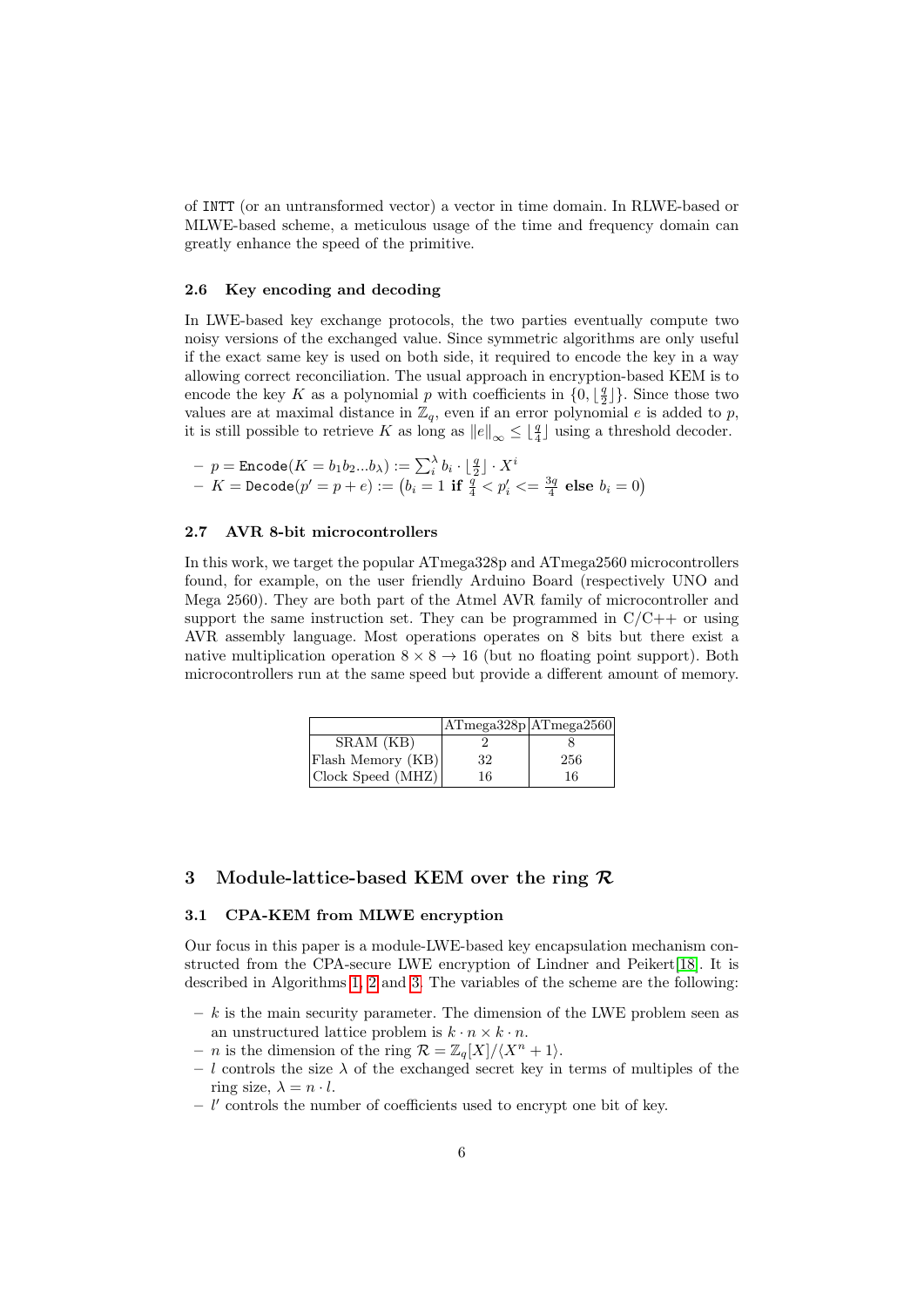of INTT (or an untransformed vector) a vector in time domain. In RLWE-based or MLWE-based scheme, a meticulous usage of the time and frequency domain can greatly enhance the speed of the primitive.

### 2.6 Key encoding and decoding

In LWE-based key exchange protocols, the two parties eventually compute two noisy versions of the exchanged value. Since symmetric algorithms are only useful if the exact same key is used on both side, it required to encode the key in a way allowing correct reconciliation. The usual approach in encryption-based KEM is to encode the key $K$ as a polynomial $p$ with coefficients in $\{0, \lfloor \frac{q}{2} \rfloor\}$. Since those two values are at maximal distance in $\mathbb{Z}_q$, even if an error polynomial $e$ is added to $p$, it is still possible to retrieve $K$ as long as $\|e\|_\infty \leq \lfloor \frac{q}{4} \rfloor$ using a threshold decoder.

- $p = \texttt{Encode}(K = b_1 b_2 ... b_\lambda) := \sum_i^\lambda b_i \cdot \lfloor \frac{q}{2} \rfloor \cdot X^i$
- $K = \texttt{Decode}(p' = p + e) := \left(b_i = 1 \textbf{ if } \frac{q}{4} < p'_i <= \frac{3q}{4} \textbf{ else } b_i = 0\right)$

### 2.7 AVR 8-bit microcontrollers

In this work, we target the popular ATmega328p and ATmega2560 microcontrollers found, for example, on the user friendly Arduino Board (respectively UNO and Mega 2560). They are both part of the Atmel AVR family of microcontroller and support the same instruction set. They can be programmed in C/C++ or using AVR assembly language. Most operations operates on 8 bits but there exist a native multiplication operation $8 \times 8 \rightarrow 16$ (but no floating point support). Both microcontrollers run at the same speed but provide a different amount of memory.

| | ATmega328p | ATmega2560 |
|---|---|---|
| SRAM (KB) | 2 | 8 |
| Flash Memory (KB) | 32 | 256 |
| Clock Speed (MHZ) | 16 | 16 |

## 3 Module-lattice-based KEM over the ring $\mathcal{R}$

### 3.1 CPA-KEM from MLWE encryption

Our focus in this paper is a module-LWE-based key encapsulation mechanism constructed from the CPA-secure LWE encryption of Lindner and Peikert[18]. It is described in Algorithms 1, 2 and 3. The variables of the scheme are the following:

- $k$ is the main security parameter. The dimension of the LWE problem seen as an unstructured lattice problem is $k \cdot n \times k \cdot n$.
- $n$ is the dimension of the ring $\mathcal{R} = \mathbb{Z}_q[X]/\langle X^n + 1 \rangle$.
- $l$ controls the size $\lambda$ of the exchanged secret key in terms of multiples of the ring size, $\lambda = n \cdot l$.
- $l'$ controls the number of coefficients used to encrypt one bit of key.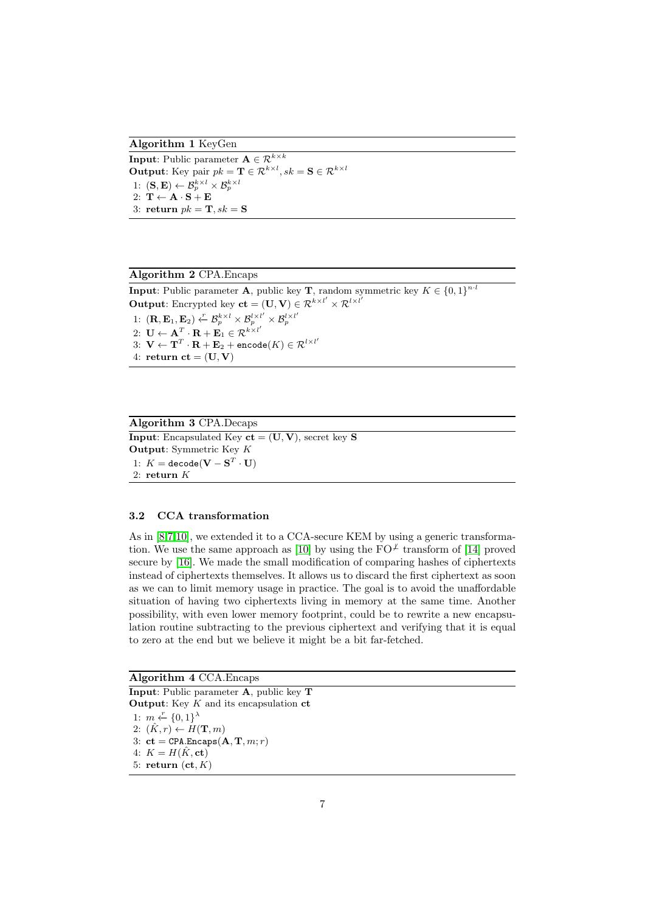**Algorithm 1** KeyGen

**Input**: Public parameter $\mathbf{A} \in \mathcal{R}^{k \times k}$
**Output**: Key pair $pk = \mathbf{T} \in \mathcal{R}^{k \times l}, sk = \mathbf{S} \in \mathcal{R}^{k \times l}$

1: $(\mathbf{S}, \mathbf{E}) \leftarrow \mathcal{B}_p^{k \times l} \times \mathcal{B}_p^{k \times l}$
2: $\mathbf{T} \leftarrow \mathbf{A} \cdot \mathbf{S} + \mathbf{E}$
3: **return** $pk = \mathbf{T}, sk = \mathbf{S}$

**Algorithm 2** CPA.Encaps

**Input**: Public parameter $\mathbf{A}$, public key $\mathbf{T}$, random symmetric key $K \in \{0,1\}^{n \cdot l}$
**Output**: Encrypted key $\mathbf{ct} = (\mathbf{U}, \mathbf{V}) \in \mathcal{R}^{k \times l'} \times \mathcal{R}^{l \times l'}$

1: $(\mathbf{R}, \mathbf{E}_1, \mathbf{E}_2) \xleftarrow{r} \mathcal{B}_p^{k \times l} \times \mathcal{B}_p^{l \times l'} \times \mathcal{B}_p^{l \times l'}$
2: $\mathbf{U} \leftarrow \mathbf{A}^T \cdot \mathbf{R} + \mathbf{E}_1 \in \mathcal{R}^{k \times l'}$
3: $\mathbf{V} \leftarrow \mathbf{T}^T \cdot \mathbf{R} + \mathbf{E}_2 + \texttt{encode}(K) \in \mathcal{R}^{l \times l'}$
4: **return** $\mathbf{ct} = (\mathbf{U}, \mathbf{V})$

**Algorithm 3** CPA.Decaps

**Input**: Encapsulated Key $\mathbf{ct} = (\mathbf{U}, \mathbf{V})$, secret key $\mathbf{S}$
**Output**: Symmetric Key $K$

1: $K = \texttt{decode}(\mathbf{V} - \mathbf{S}^T \cdot \mathbf{U})$
2: **return** $K$

### 3.2 CCA transformation

As in [8,7,10], we extended it to a CCA-secure KEM by using a generic transformation. We use the same approach as [10] by using the $\text{FO}^{\not\perp}$ transform of [14] proved secure by [16]. We made the small modification of comparing hashes of ciphertexts instead of ciphertexts themselves. It allows us to discard the first ciphertext as soon as we can to limit memory usage in practice. The goal is to avoid the unaffordable situation of having two ciphertexts living in memory at the same time. Another possibility, with even lower memory footprint, could be to rewrite a new encapsulation routine subtracting to the previous ciphertext and verifying that it is equal to zero at the end but we believe it might be a bit far-fetched.

**Algorithm 4** CCA.Encaps

**Input**: Public parameter $\mathbf{A}$, public key $\mathbf{T}$
**Output**: Key $K$ and its encapsulation $\mathbf{ct}$

1: $m \xleftarrow{r} \{0,1\}^{\lambda}$
2: $(\hat{K}, r) \leftarrow H(\mathbf{T}, m)$
3: $\mathbf{ct} = \texttt{CPA.Encaps}(\mathbf{A}, \mathbf{T}, m; r)$
4: $K = H(\hat{K}, \mathbf{ct})$
5: **return** $(\mathbf{ct}, K)$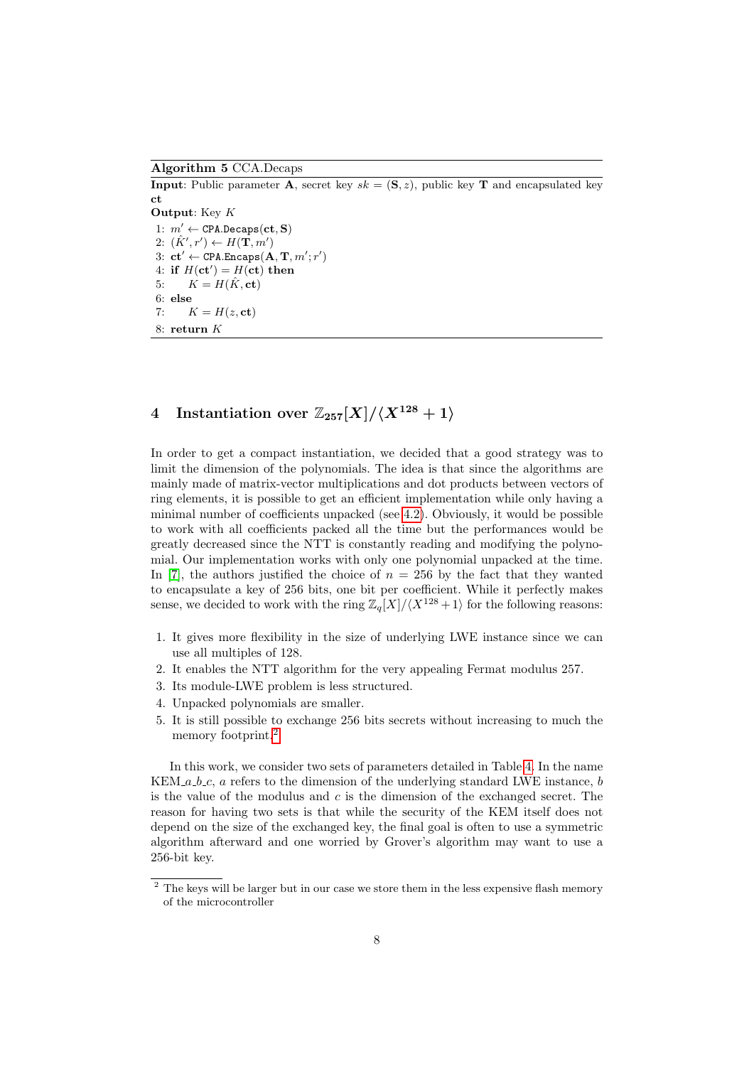**Algorithm 5** CCA.Decaps

**Input**: Public parameter $\mathbf{A}$, secret key $sk = (\mathbf{S}, z)$, public key $\mathbf{T}$ and encapsulated key $\mathbf{ct}$

**Output**: Key $K$

```
1: m' ← CPA.Decaps(ct, S)
2: (K̂', r') ← H(T, m')
3: ct' ← CPA.Encaps(A, T, m'; r')
4: if H(ct') = H(ct) then
5:     K = H(K̂, ct)
6: else
7:     K = H(z, ct)
8: return K
```

## 4 Instantiation over $\mathbb{Z}_{257}[X]/\langle X^{128}+1\rangle$

In order to get a compact instantiation, we decided that a good strategy was to limit the dimension of the polynomials. The idea is that since the algorithms are mainly made of matrix-vector multiplications and dot products between vectors of ring elements, it is possible to get an efficient implementation while only having a minimal number of coefficients unpacked (see 4.2). Obviously, it would be possible to work with all coefficients packed all the time but the performances would be greatly decreased since the NTT is constantly reading and modifying the polynomial. Our implementation works with only one polynomial unpacked at the time. In [7], the authors justified the choice of $n = 256$ by the fact that they wanted to encapsulate a key of 256 bits, one bit per coefficient. While it perfectly makes sense, we decided to work with the ring $\mathbb{Z}_q[X]/\langle X^{128}+1\rangle$ for the following reasons:

1. It gives more flexibility in the size of underlying LWE instance since we can use all multiples of 128.
2. It enables the NTT algorithm for the very appealing Fermat modulus 257.
3. Its module-LWE problem is less structured.
4. Unpacked polynomials are smaller.
5. It is still possible to exchange 256 bits secrets without increasing to much the memory footprint.[2]

In this work, we consider two sets of parameters detailed in Table 4. In the name KEM_$a$_$b$_$c$, $a$ refers to the dimension of the underlying standard LWE instance, $b$ is the value of the modulus and $c$ is the dimension of the exchanged secret. The reason for having two sets is that while the security of the KEM itself does not depend on the size of the exchanged key, the final goal is often to use a symmetric algorithm afterward and one worried by Grover's algorithm may want to use a 256-bit key.

[2] The keys will be larger but in our case we store them in the less expensive flash memory of the microcontroller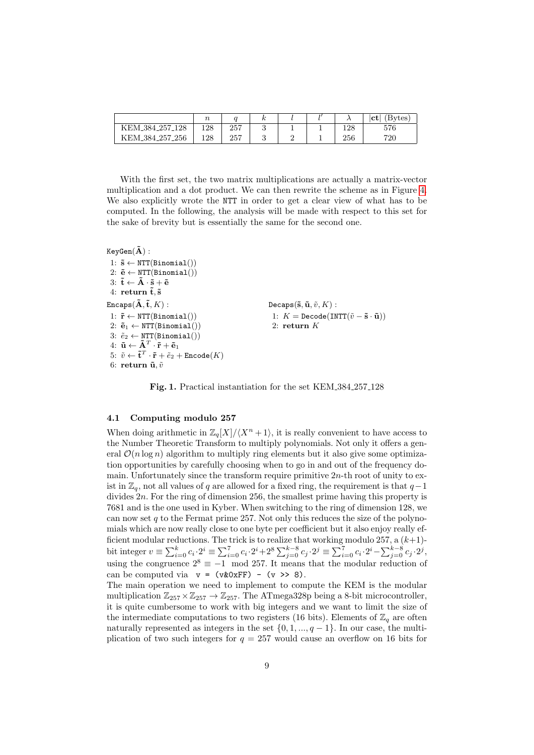| | $n$ | $q$ | $k$ | $l$ | $l'$ | $\lambda$ | $\|\mathbf{ct}\|$ (Bytes) |
|---|---|---|---|---|---|---|---|
| KEM_384_257_128 | 128 | 257 | 3 | 1 | 1 | 128 | 576 |
| KEM_384_257_256 | 128 | 257 | 3 | 2 | 1 | 256 | 720 |

With the first set, the two matrix multiplications are actually a matrix-vector multiplication and a dot product. We can then rewrite the scheme as in Figure 4. We also explicitly wrote the NTT in order to get a clear view of what has to be computed. In the following, the analysis will be made with respect to this set for the sake of brevity but is essentially the same for the second one.

```
KeyGen(Ã) :
 1: s̃ ← NTT(Binomial())
 2: ẽ ← NTT(Binomial())
 3: t̃ ← Ã · s̃ + ẽ
 4: return t̃, s̃

Encaps(Ã, t̃, K) :
 1: r̃ ← NTT(Binomial())
 2: ẽ1 ← NTT(Binomial())
 3: ẽ2 ← NTT(Binomial())
 4: ũ ← Ã^T · r̃ + ẽ1
 5: ṽ ← t̃^T · r̃ + ẽ2 + Encode(K)
 6: return ũ, ṽ

Decaps(s̃, ũ, ṽ, K) :
 1: K = Decode(INTT(ṽ − s̃ · ũ))
 2: return K
```

**Fig. 1.** Practical instantiation for the set KEM_384_257_128

### 4.1 Computing modulo 257

When doing arithmetic in $\mathbb{Z}_q[X]/\langle X^n+1\rangle$, it is really convenient to have access to the Number Theoretic Transform to multiply polynomials. Not only it offers a general $\mathcal{O}(n \log n)$ algorithm to multiply ring elements but it also give some optimization opportunities by carefully choosing when to go in and out of the frequency domain. Unfortunately since the transform require primitive $2n$-th root of unity to exist in $\mathbb{Z}_q$, not all values of $q$ are allowed for a fixed ring, the requirement is that $q-1$ divides $2n$. For the ring of dimension 256, the smallest prime having this property is 7681 and is the one used in Kyber. When switching to the ring of dimension 128, we can now set $q$ to the Fermat prime 257. Not only this reduces the size of the polynomials which are now really close to one byte per coefficient but it also enjoy really efficient modular reductions. The trick is to realize that working modulo 257, a $(k+1)$-bit integer $v \equiv \sum_{i=0}^{k} c_i \cdot 2^i \equiv \sum_{i=0}^{7} c_i \cdot 2^i + 2^8 \sum_{j=0}^{k-8} c_j \cdot 2^j \equiv \sum_{i=0}^{7} c_i \cdot 2^i - \sum_{j=0}^{k-8} c_j \cdot 2^j$, using the congruence $2^8 \equiv -1 \mod 257$. It means that the modular reduction of can be computed via `v = (v&0xFF) - (v >> 8)`.

The main operation we need to implement to compute the KEM is the modular multiplication $\mathbb{Z}_{257} \times \mathbb{Z}_{257} \to \mathbb{Z}_{257}$. The ATmega328p being a 8-bit microcontroller, it is quite cumbersome to work with big integers and we want to limit the size of the intermediate computations to two registers (16 bits). Elements of $\mathbb{Z}_q$ are often naturally represented as integers in the set $\{0, 1, ..., q-1\}$. In our case, the multiplication of two such integers for $q = 257$ would cause an overflow on 16 bits for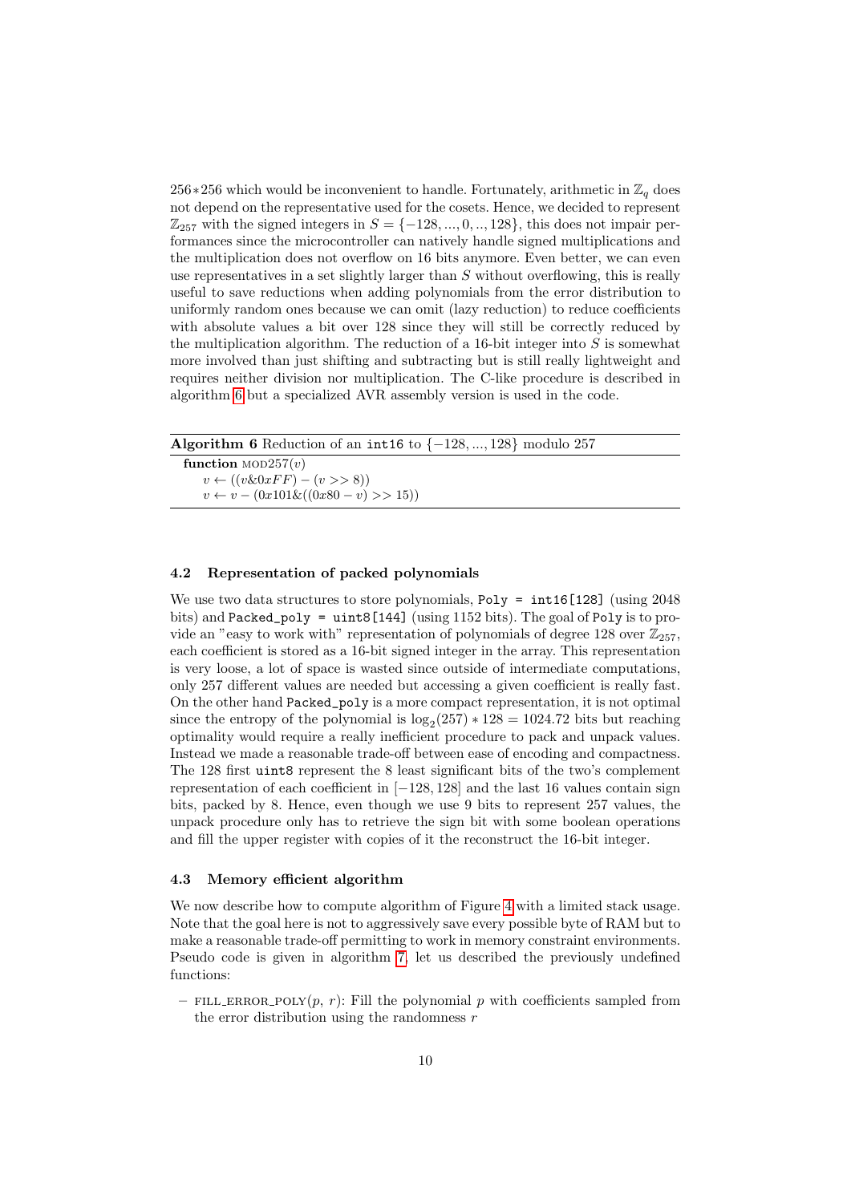256∗256 which would be inconvenient to handle. Fortunately, arithmetic in $\mathbb{Z}_q$ does not depend on the representative used for the cosets. Hence, we decided to represent $\mathbb{Z}_{257}$ with the signed integers in $S = \{-128, ..., 0, .., 128\}$, this does not impair performances since the microcontroller can natively handle signed multiplications and the multiplication does not overflow on 16 bits anymore. Even better, we can even use representatives in a set slightly larger than $S$ without overflowing, this is really useful to save reductions when adding polynomials from the error distribution to uniformly random ones because we can omit (lazy reduction) to reduce coefficients with absolute values a bit over 128 since they will still be correctly reduced by the multiplication algorithm. The reduction of a 16-bit integer into $S$ is somewhat more involved than just shifting and subtracting but is still really lightweight and requires neither division nor multiplication. The C-like procedure is described in algorithm 6 but a specialized AVR assembly version is used in the code.

**Algorithm 6** Reduction of an `int16` to $\{-128, ..., 128\}$ modulo 257

**function** MOD257($v$)
  $v \leftarrow ((v\&0xFF) - (v >> 8))$
  $v \leftarrow v - (0x101\&((0x80 - v) >> 15))$

### 4.2 Representation of packed polynomials

We use two data structures to store polynomials, `Poly = int16[128]` (using 2048 bits) and `Packed_poly = uint8[144]` (using 1152 bits). The goal of `Poly` is to provide an "easy to work with" representation of polynomials of degree 128 over $\mathbb{Z}_{257}$, each coefficient is stored as a 16-bit signed integer in the array. This representation is very loose, a lot of space is wasted since outside of intermediate computations, only 257 different values are needed but accessing a given coefficient is really fast. On the other hand `Packed_poly` is a more compact representation, it is not optimal since the entropy of the polynomial is $\log_2(257) * 128 = 1024.72$ bits but reaching optimality would require a really inefficient procedure to pack and unpack values. Instead we made a reasonable trade-off between ease of encoding and compactness. The 128 first `uint8` represent the 8 least significant bits of the two's complement representation of each coefficient in $[-128, 128]$ and the last 16 values contain sign bits, packed by 8. Hence, even though we use 9 bits to represent 257 values, the unpack procedure only has to retrieve the sign bit with some boolean operations and fill the upper register with copies of it the reconstruct the 16-bit integer.

### 4.3 Memory efficient algorithm

We now describe how to compute algorithm of Figure 4 with a limited stack usage. Note that the goal here is not to aggressively save every possible byte of RAM but to make a reasonable trade-off permitting to work in memory constraint environments. Pseudo code is given in algorithm 7, let us described the previously undefined functions:

- FILL_ERROR_POLY($p$, $r$): Fill the polynomial $p$ with coefficients sampled from the error distribution using the randomness $r$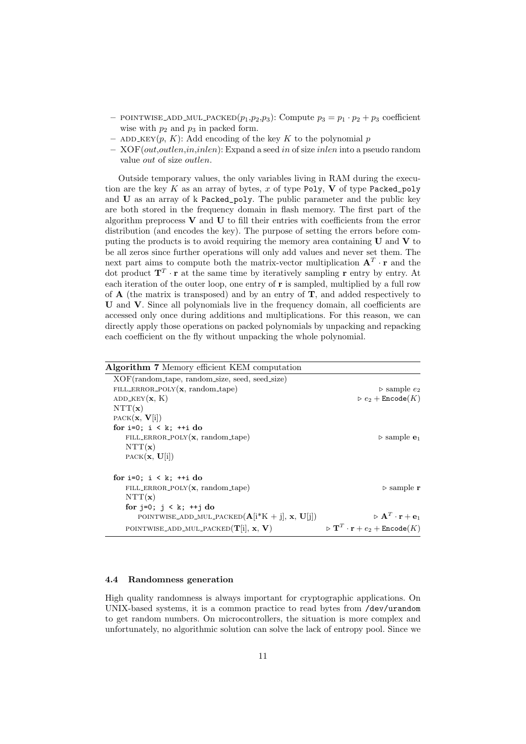- POINTWISE_ADD_MUL_PACKED($p_1$,$p_2$,$p_3$): Compute $p_3 = p_1 \cdot p_2 + p_3$ coefficient wise with $p_2$ and $p_3$ in packed form.
- ADD_KEY($p$, $K$): Add encoding of the key $K$ to the polynomial $p$
- XOF(*out*,*outlen*,*in*,*inlen*): Expand a seed *in* of size *inlen* into a pseudo random value *out* of size *outlen*.

Outside temporary values, the only variables living in RAM during the execution are the key $K$ as an array of bytes, $x$ of type `Poly`, $\mathbf{V}$ of type `Packed_poly` and $\mathbf{U}$ as an array of k `Packed_poly`. The public parameter and the public key are both stored in the frequency domain in flash memory. The first part of the algorithm preprocess $\mathbf{V}$ and $\mathbf{U}$ to fill their entries with coefficients from the error distribution (and encodes the key). The purpose of setting the errors before computing the products is to avoid requiring the memory area containing $\mathbf{U}$ and $\mathbf{V}$ to be all zeros since further operations will only add values and never set them. The next part aims to compute both the matrix-vector multiplication $\mathbf{A}^T \cdot \mathbf{r}$ and the dot product $\mathbf{T}^T \cdot \mathbf{r}$ at the same time by iteratively sampling $\mathbf{r}$ entry by entry. At each iteration of the outer loop, one entry of $\mathbf{r}$ is sampled, multiplied by a full row of $\mathbf{A}$ (the matrix is transposed) and by an entry of $\mathbf{T}$, and added respectively to $\mathbf{U}$ and $\mathbf{V}$. Since all polynomials live in the frequency domain, all coefficients are accessed only once during additions and multiplications. For this reason, we can directly apply those operations on packed polynomials by unpacking and repacking each coefficient on the fly without unpacking the whole polynomial.

**Algorithm 7** Memory efficient KEM computation

```
XOF(random_tape, random_size, seed, seed_size)
FILL_ERROR_POLY(x, random_tape)                          ▷ sample e_2
ADD_KEY(x, K)                                            ▷ e_2 + Encode(K)
NTT(x)
PACK(x, V[i])
for i=0; i < k; ++i do
    FILL_ERROR_POLY(x, random_tape)                      ▷ sample e_1
    NTT(x)
    PACK(x, U[i])

for i=0; i < k; ++i do
    FILL_ERROR_POLY(x, random_tape)                      ▷ sample r
    NTT(x)
    for j=0; j < k; ++j do
        POINTWISE_ADD_MUL_PACKED(A[i*K + j], x, U[j])    ▷ A^T · r + e_1
    POINTWISE_ADD_MUL_PACKED(T[i], x, V)                 ▷ T^T · r + e_2 + Encode(K)
```

### 4.4 Randomness generation

High quality randomness is always important for cryptographic applications. On UNIX-based systems, it is a common practice to read bytes from `/dev/urandom` to get random numbers. On microcontrollers, the situation is more complex and unfortunately, no algorithmic solution can solve the lack of entropy pool. Since we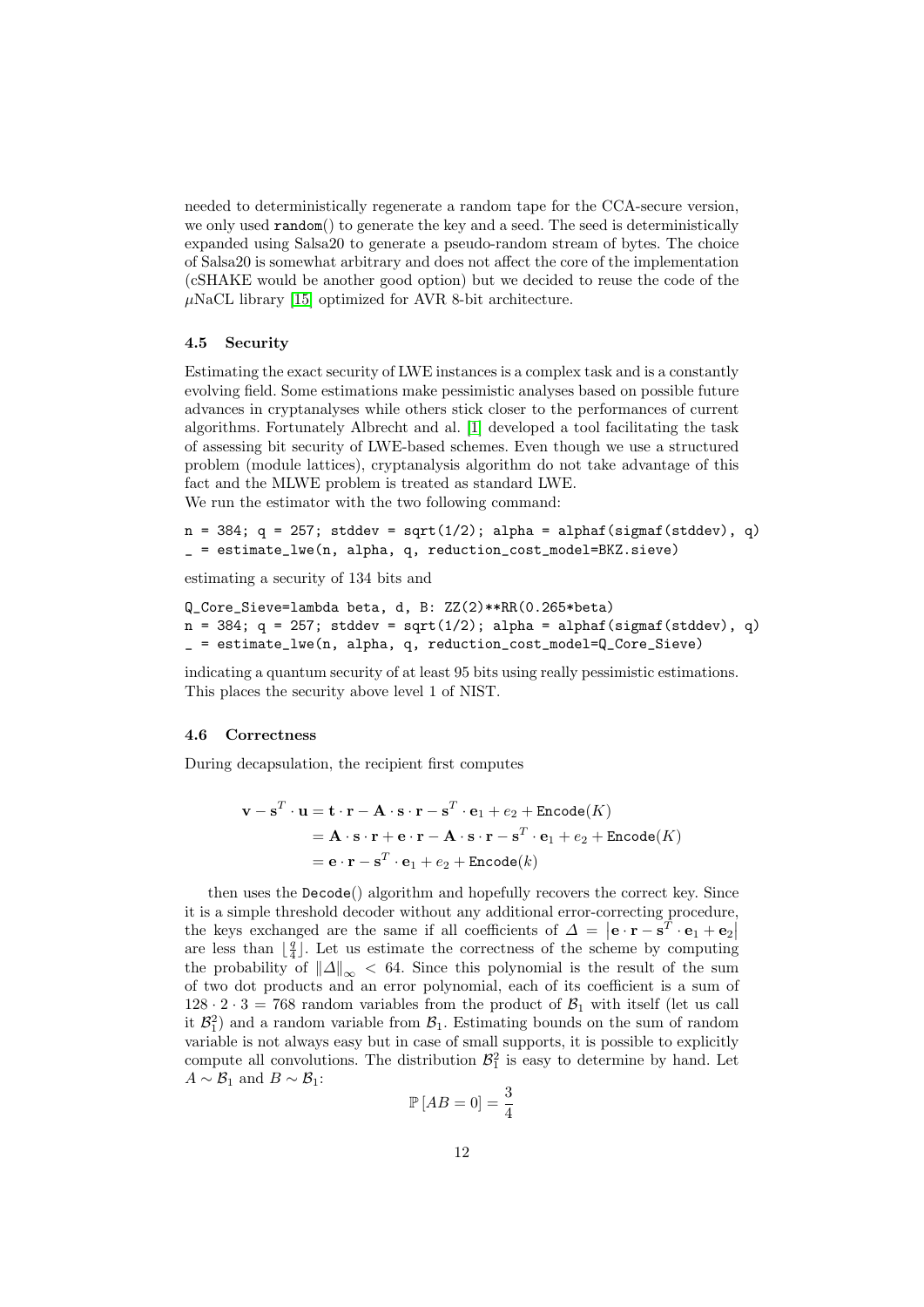needed to deterministically regenerate a random tape for the CCA-secure version, we only used `random()` to generate the key and a seed. The seed is deterministically expanded using Salsa20 to generate a pseudo-random stream of bytes. The choice of Salsa20 is somewhat arbitrary and does not affect the core of the implementation (cSHAKE would be another good option) but we decided to reuse the code of the $\mu$NaCL library [15] optimized for AVR 8-bit architecture.

### 4.5 Security

Estimating the exact security of LWE instances is a complex task and is a constantly evolving field. Some estimations make pessimistic analyses based on possible future advances in cryptanalyses while others stick closer to the performances of current algorithms. Fortunately Albrecht and al. [1] developed a tool facilitating the task of assessing bit security of LWE-based schemes. Even though we use a structured problem (module lattices), cryptanalysis algorithm do not take advantage of this fact and the MLWE problem is treated as standard LWE.
We run the estimator with the two following command:

```
n = 384; q = 257; stddev = sqrt(1/2); alpha = alphaf(sigmaf(stddev), q)
_ = estimate_lwe(n, alpha, q, reduction_cost_model=BKZ.sieve)
```

estimating a security of 134 bits and

```
Q_Core_Sieve=lambda beta, d, B: ZZ(2)**RR(0.265*beta)
n = 384; q = 257; stddev = sqrt(1/2); alpha = alphaf(sigmaf(stddev), q)
_ = estimate_lwe(n, alpha, q, reduction_cost_model=Q_Core_Sieve)
```

indicating a quantum security of at least 95 bits using really pessimistic estimations. This places the security above level 1 of NIST.

### 4.6 Correctness

During decapsulation, the recipient first computes

$$
\begin{aligned}
\mathbf{v} - \mathbf{s}^T \cdot \mathbf{u} &= \mathbf{t} \cdot \mathbf{r} - \mathbf{A} \cdot \mathbf{s} \cdot \mathbf{r} - \mathbf{s}^T \cdot \mathbf{e}_1 + e_2 + \texttt{Encode}(K) \\
&= \mathbf{A} \cdot \mathbf{s} \cdot \mathbf{r} + \mathbf{e} \cdot \mathbf{r} - \mathbf{A} \cdot \mathbf{s} \cdot \mathbf{r} - \mathbf{s}^T \cdot \mathbf{e}_1 + e_2 + \texttt{Encode}(K) \\
&= \mathbf{e} \cdot \mathbf{r} - \mathbf{s}^T \cdot \mathbf{e}_1 + e_2 + \texttt{Encode}(k)
\end{aligned}
$$

then uses the `Decode()` algorithm and hopefully recovers the correct key. Since it is a simple threshold decoder without any additional error-correcting procedure, the keys exchanged are the same if all coefficients of $\Delta = \left|\mathbf{e} \cdot \mathbf{r} - \mathbf{s}^T \cdot \mathbf{e}_1 + \mathbf{e}_2\right|$ are less than $\lfloor \frac{q}{4} \rfloor$. Let us estimate the correctness of the scheme by computing the probability of $\|\Delta\|_\infty < 64$. Since this polynomial is the result of the sum of two dot products and an error polynomial, each of its coefficient is a sum of $128 \cdot 2 \cdot 3 = 768$ random variables from the product of $\mathcal{B}_1$ with itself (let us call it $\mathcal{B}_1^2$) and a random variable from $\mathcal{B}_1$. Estimating bounds on the sum of random variable is not always easy but in case of small supports, it is possible to explicitly compute all convolutions. The distribution $\mathcal{B}_1^2$ is easy to determine by hand. Let $A \sim \mathcal{B}_1$ and $B \sim \mathcal{B}_1$:

$$
\mathbb{P}\left[AB = 0\right] = \frac{3}{4}
$$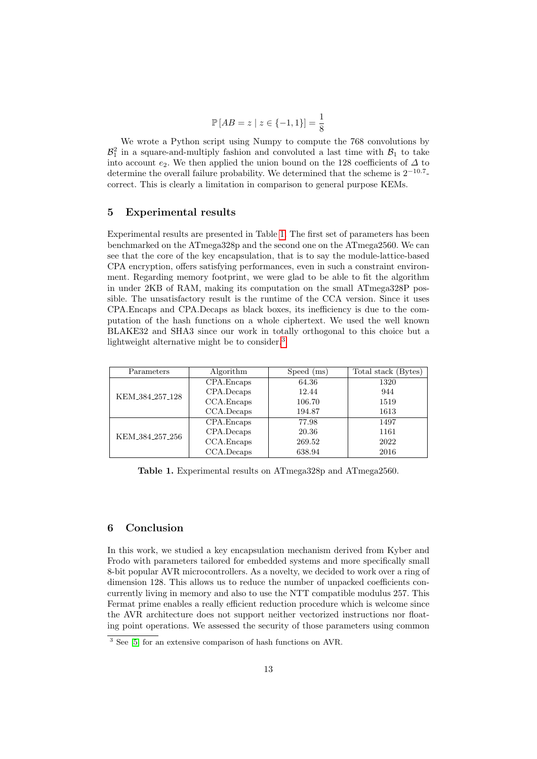$$\mathbb{P}\left[AB = z \mid z \in \{-1, 1\}\right] = \frac{1}{8}$$

We wrote a Python script using Numpy to compute the 768 convolutions by $\mathcal{B}_1^2$ in a square-and-multiply fashion and convoluted a last time with $\mathcal{B}_1$ to take into account $e_2$. We then applied the union bound on the 128 coefficients of $\Delta$ to determine the overall failure probability. We determined that the scheme is $2^{-10.7}$-correct. This is clearly a limitation in comparison to general purpose KEMs.

## 5 Experimental results

Experimental results are presented in Table 1. The first set of parameters has been benchmarked on the ATmega328p and the second one on the ATmega2560. We can see that the core of the key encapsulation, that is to say the module-lattice-based CPA encryption, offers satisfying performances, even in such a constraint environment. Regarding memory footprint, we were glad to be able to fit the algorithm in under 2KB of RAM, making its computation on the small ATmega328P possible. The unsatisfactory result is the runtime of the CCA version. Since it uses CPA.Encaps and CPA.Decaps as black boxes, its inefficiency is due to the computation of the hash functions on a whole ciphertext. We used the well known BLAKE32 and SHA3 since our work in totally orthogonal to this choice but a lightweight alternative might be to consider.[3]

| Parameters | Algorithm | Speed (ms) | Total stack (Bytes) |
| --- | --- | --- | --- |
| KEM_384_257_128 | CPA.Encaps | 64.36 | 1320 |
| | CPA.Decaps | 12.44 | 944 |
| | CCA.Encaps | 106.70 | 1519 |
| | CCA.Decaps | 194.87 | 1613 |
| KEM_384_257_256 | CPA.Encaps | 77.98 | 1497 |
| | CPA.Decaps | 20.36 | 1161 |
| | CCA.Encaps | 269.52 | 2022 |
| | CCA.Decaps | 638.94 | 2016 |

**Table 1.** Experimental results on ATmega328p and ATmega2560.

## 6 Conclusion

In this work, we studied a key encapsulation mechanism derived from Kyber and Frodo with parameters tailored for embedded systems and more specifically small 8-bit popular AVR microcontrollers. As a novelty, we decided to work over a ring of dimension 128. This allows us to reduce the number of unpacked coefficients concurrently living in memory and also to use the NTT compatible modulus 257. This Fermat prime enables a really efficient reduction procedure which is welcome since the AVR architecture does not support neither vectorized instructions nor floating point operations. We assessed the security of those parameters using common

[3] See [5] for an extensive comparison of hash functions on AVR.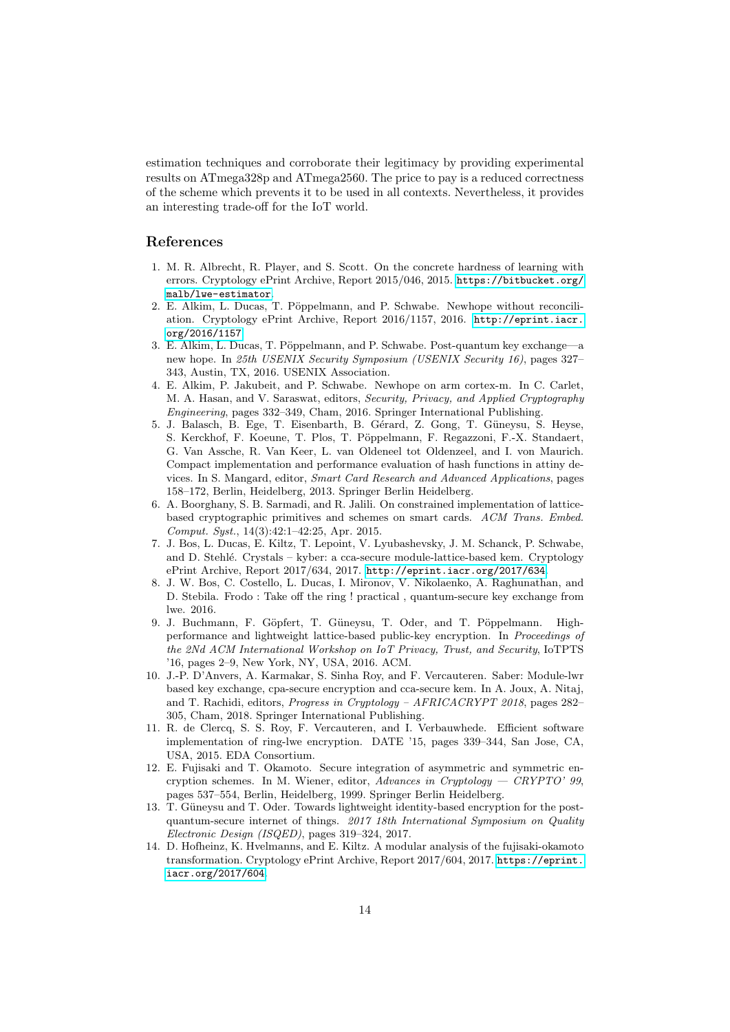estimation techniques and corroborate their legitimacy by providing experimental results on ATmega328p and ATmega2560. The price to pay is a reduced correctness of the scheme which prevents it to be used in all contexts. Nevertheless, it provides an interesting trade-off for the IoT world.

## References

1. M. R. Albrecht, R. Player, and S. Scott. On the concrete hardness of learning with errors. Cryptology ePrint Archive, Report 2015/046, 2015. https://bitbucket.org/malb/lwe-estimator.
2. E. Alkim, L. Ducas, T. Pöppelmann, and P. Schwabe. Newhope without reconciliation. Cryptology ePrint Archive, Report 2016/1157, 2016. http://eprint.iacr.org/2016/1157.
3. E. Alkim, L. Ducas, T. Pöppelmann, and P. Schwabe. Post-quantum key exchange—a new hope. In *25th USENIX Security Symposium (USENIX Security 16)*, pages 327–343, Austin, TX, 2016. USENIX Association.
4. E. Alkim, P. Jakubeit, and P. Schwabe. Newhope on arm cortex-m. In C. Carlet, M. A. Hasan, and V. Saraswat, editors, *Security, Privacy, and Applied Cryptography Engineering*, pages 332–349, Cham, 2016. Springer International Publishing.
5. J. Balasch, B. Ege, T. Eisenbarth, B. Gérard, Z. Gong, T. Güneysu, S. Heyse, S. Kerckhof, F. Koeune, T. Plos, T. Pöppelmann, F. Regazzoni, F.-X. Standaert, G. Van Assche, R. Van Keer, L. van Oldeneel tot Oldenzeel, and I. von Maurich. Compact implementation and performance evaluation of hash functions in attiny devices. In S. Mangard, editor, *Smart Card Research and Advanced Applications*, pages 158–172, Berlin, Heidelberg, 2013. Springer Berlin Heidelberg.
6. A. Boorghany, S. B. Sarmadi, and R. Jalili. On constrained implementation of lattice-based cryptographic primitives and schemes on smart cards. *ACM Trans. Embed. Comput. Syst.*, 14(3):42:1–42:25, Apr. 2015.
7. J. Bos, L. Ducas, E. Kiltz, T. Lepoint, V. Lyubashevsky, J. M. Schanck, P. Schwabe, and D. Stehlé. Crystals – kyber: a cca-secure module-lattice-based kem. Cryptology ePrint Archive, Report 2017/634, 2017. http://eprint.iacr.org/2017/634.
8. J. W. Bos, C. Costello, L. Ducas, I. Mironov, V. Nikolaenko, A. Raghunathan, and D. Stebila. Frodo : Take off the ring ! practical , quantum-secure key exchange from lwe. 2016.
9. J. Buchmann, F. Göpfert, T. Güneysu, T. Oder, and T. Pöppelmann. High-performance and lightweight lattice-based public-key encryption. In *Proceedings of the 2Nd ACM International Workshop on IoT Privacy, Trust, and Security*, IoTPTS '16, pages 2–9, New York, NY, USA, 2016. ACM.
10. J.-P. D'Anvers, A. Karmakar, S. Sinha Roy, and F. Vercauteren. Saber: Module-lwr based key exchange, cpa-secure encryption and cca-secure kem. In A. Joux, A. Nitaj, and T. Rachidi, editors, *Progress in Cryptology – AFRICACRYPT 2018*, pages 282–305, Cham, 2018. Springer International Publishing.
11. R. de Clercq, S. S. Roy, F. Vercauteren, and I. Verbauwhede. Efficient software implementation of ring-lwe encryption. DATE '15, pages 339–344, San Jose, CA, USA, 2015. EDA Consortium.
12. E. Fujisaki and T. Okamoto. Secure integration of asymmetric and symmetric encryption schemes. In M. Wiener, editor, *Advances in Cryptology — CRYPTO' 99*, pages 537–554, Berlin, Heidelberg, 1999. Springer Berlin Heidelberg.
13. T. Güneysu and T. Oder. Towards lightweight identity-based encryption for the post-quantum-secure internet of things. *2017 18th International Symposium on Quality Electronic Design (ISQED)*, pages 319–324, 2017.
14. D. Hofheinz, K. Hvelmanns, and E. Kiltz. A modular analysis of the fujisaki-okamoto transformation. Cryptology ePrint Archive, Report 2017/604, 2017. https://eprint.iacr.org/2017/604.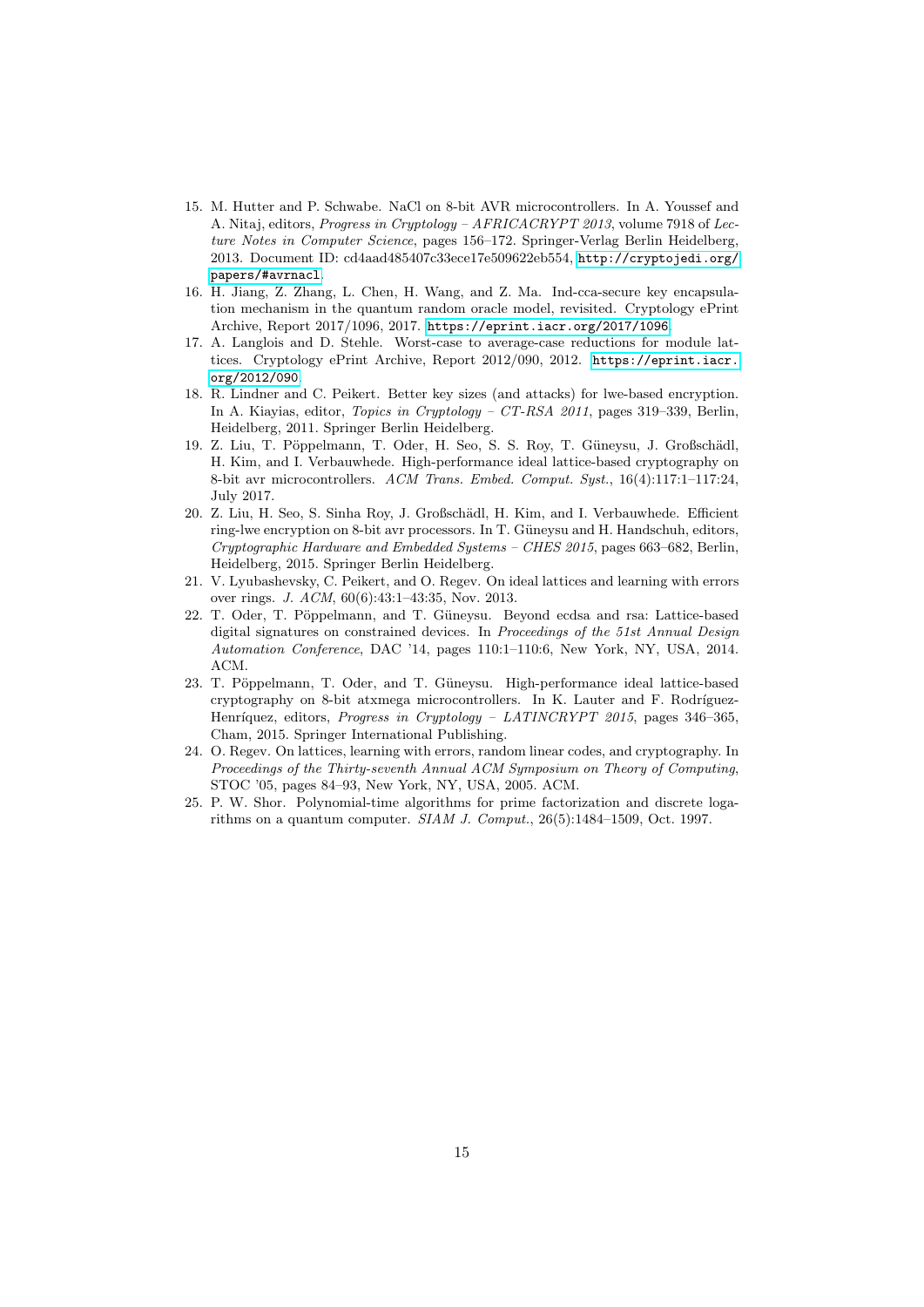15. M. Hutter and P. Schwabe. NaCl on 8-bit AVR microcontrollers. In A. Youssef and A. Nitaj, editors, *Progress in Cryptology – AFRICACRYPT 2013*, volume 7918 of *Lecture Notes in Computer Science*, pages 156–172. Springer-Verlag Berlin Heidelberg, 2013. Document ID: cd4aad485407c33ece17e509622eb554, `http://cryptojedi.org/papers/#avrnacl`.
16. H. Jiang, Z. Zhang, L. Chen, H. Wang, and Z. Ma. Ind-cca-secure key encapsulation mechanism in the quantum random oracle model, revisited. Cryptology ePrint Archive, Report 2017/1096, 2017. `https://eprint.iacr.org/2017/1096`.
17. A. Langlois and D. Stehle. Worst-case to average-case reductions for module lattices. Cryptology ePrint Archive, Report 2012/090, 2012. `https://eprint.iacr.org/2012/090`.
18. R. Lindner and C. Peikert. Better key sizes (and attacks) for lwe-based encryption. In A. Kiayias, editor, *Topics in Cryptology – CT-RSA 2011*, pages 319–339, Berlin, Heidelberg, 2011. Springer Berlin Heidelberg.
19. Z. Liu, T. Pöppelmann, T. Oder, H. Seo, S. S. Roy, T. Güneysu, J. Großschädl, H. Kim, and I. Verbauwhede. High-performance ideal lattice-based cryptography on 8-bit avr microcontrollers. *ACM Trans. Embed. Comput. Syst.*, 16(4):117:1–117:24, July 2017.
20. Z. Liu, H. Seo, S. Sinha Roy, J. Großschädl, H. Kim, and I. Verbauwhede. Efficient ring-lwe encryption on 8-bit avr processors. In T. Güneysu and H. Handschuh, editors, *Cryptographic Hardware and Embedded Systems – CHES 2015*, pages 663–682, Berlin, Heidelberg, 2015. Springer Berlin Heidelberg.
21. V. Lyubashevsky, C. Peikert, and O. Regev. On ideal lattices and learning with errors over rings. *J. ACM*, 60(6):43:1–43:35, Nov. 2013.
22. T. Oder, T. Pöppelmann, and T. Güneysu. Beyond ecdsa and rsa: Lattice-based digital signatures on constrained devices. In *Proceedings of the 51st Annual Design Automation Conference*, DAC '14, pages 110:1–110:6, New York, NY, USA, 2014. ACM.
23. T. Pöppelmann, T. Oder, and T. Güneysu. High-performance ideal lattice-based cryptography on 8-bit atxmega microcontrollers. In K. Lauter and F. Rodríguez-Henríquez, editors, *Progress in Cryptology – LATINCRYPT 2015*, pages 346–365, Cham, 2015. Springer International Publishing.
24. O. Regev. On lattices, learning with errors, random linear codes, and cryptography. In *Proceedings of the Thirty-seventh Annual ACM Symposium on Theory of Computing*, STOC '05, pages 84–93, New York, NY, USA, 2005. ACM.
25. P. W. Shor. Polynomial-time algorithms for prime factorization and discrete logarithms on a quantum computer. *SIAM J. Comput.*, 26(5):1484–1509, Oct. 1997.